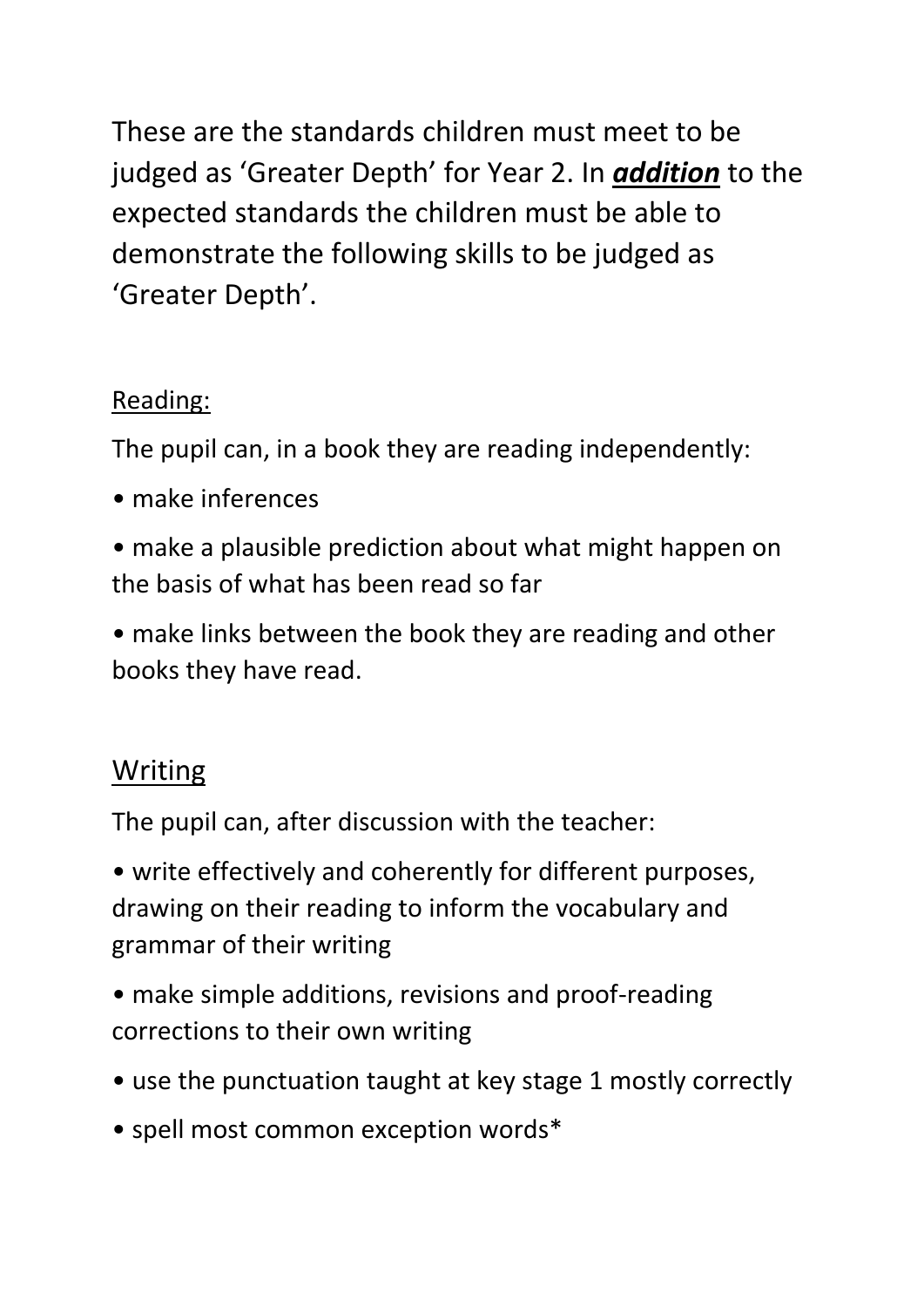These are the standards children must meet to be judged as 'Greater Depth' for Year 2. In ***addition*** to the expected standards the children must be able to demonstrate the following skills to be judged as 'Greater Depth'.

## Reading:

The pupil can, in a book they are reading independently:

- make inferences
- make a plausible prediction about what might happen on the basis of what has been read so far
- make links between the book they are reading and other books they have read.

## Writing

The pupil can, after discussion with the teacher:

- write effectively and coherently for different purposes, drawing on their reading to inform the vocabulary and grammar of their writing
- make simple additions, revisions and proof-reading corrections to their own writing
- use the punctuation taught at key stage 1 mostly correctly
- spell most common exception words*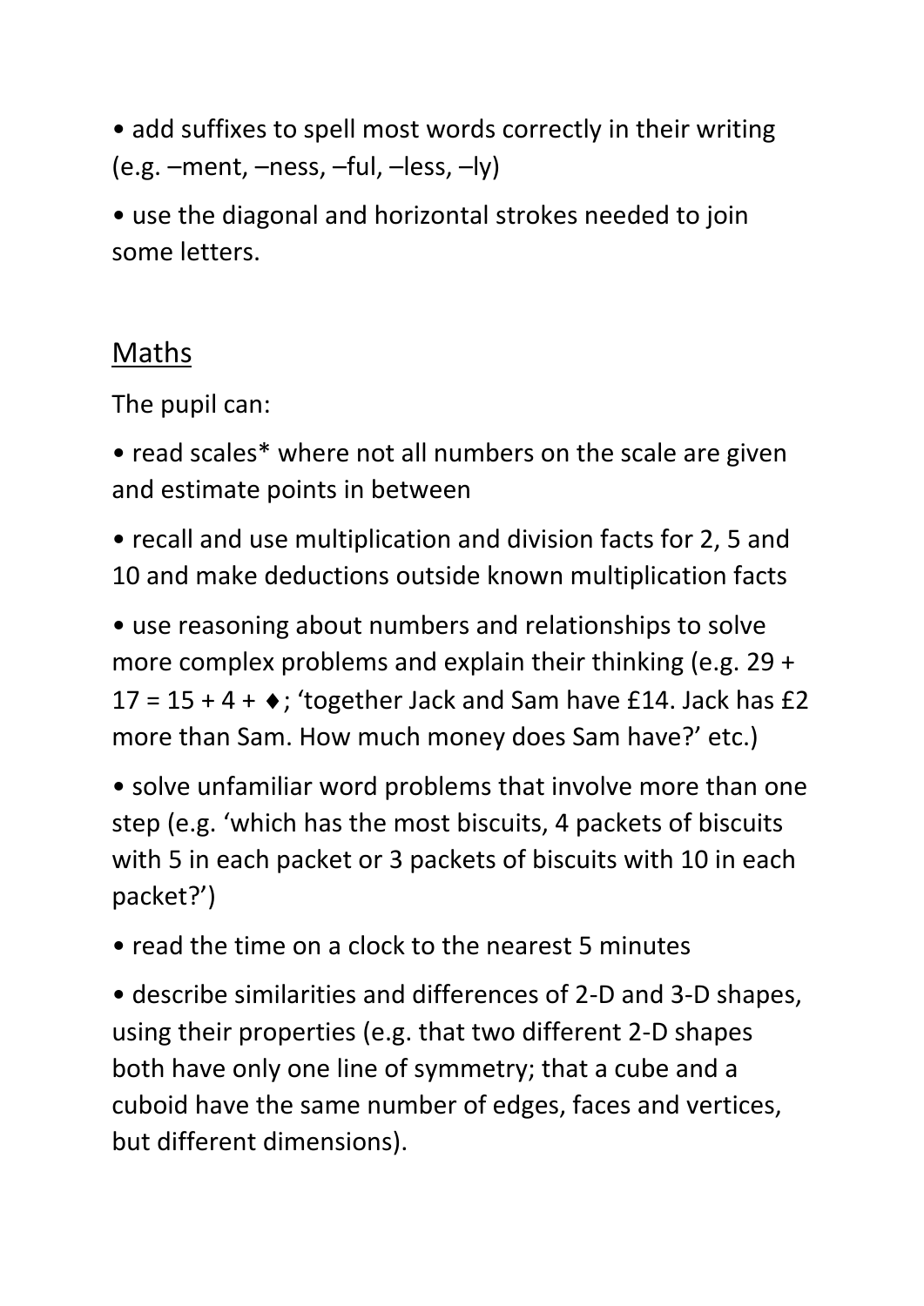- add suffixes to spell most words correctly in their writing (e.g. –ment, –ness, –ful, –less, –ly)
- use the diagonal and horizontal strokes needed to join some letters.

## Maths

The pupil can:

- read scales* where not all numbers on the scale are given and estimate points in between
- recall and use multiplication and division facts for 2, 5 and 10 and make deductions outside known multiplication facts
- use reasoning about numbers and relationships to solve more complex problems and explain their thinking (e.g. 29 + 17 = 15 + 4 + ♦; 'together Jack and Sam have £14. Jack has £2 more than Sam. How much money does Sam have?' etc.)
- solve unfamiliar word problems that involve more than one step (e.g. 'which has the most biscuits, 4 packets of biscuits with 5 in each packet or 3 packets of biscuits with 10 in each packet?')
- read the time on a clock to the nearest 5 minutes
- describe similarities and differences of 2-D and 3-D shapes, using their properties (e.g. that two different 2-D shapes both have only one line of symmetry; that a cube and a cuboid have the same number of edges, faces and vertices, but different dimensions).